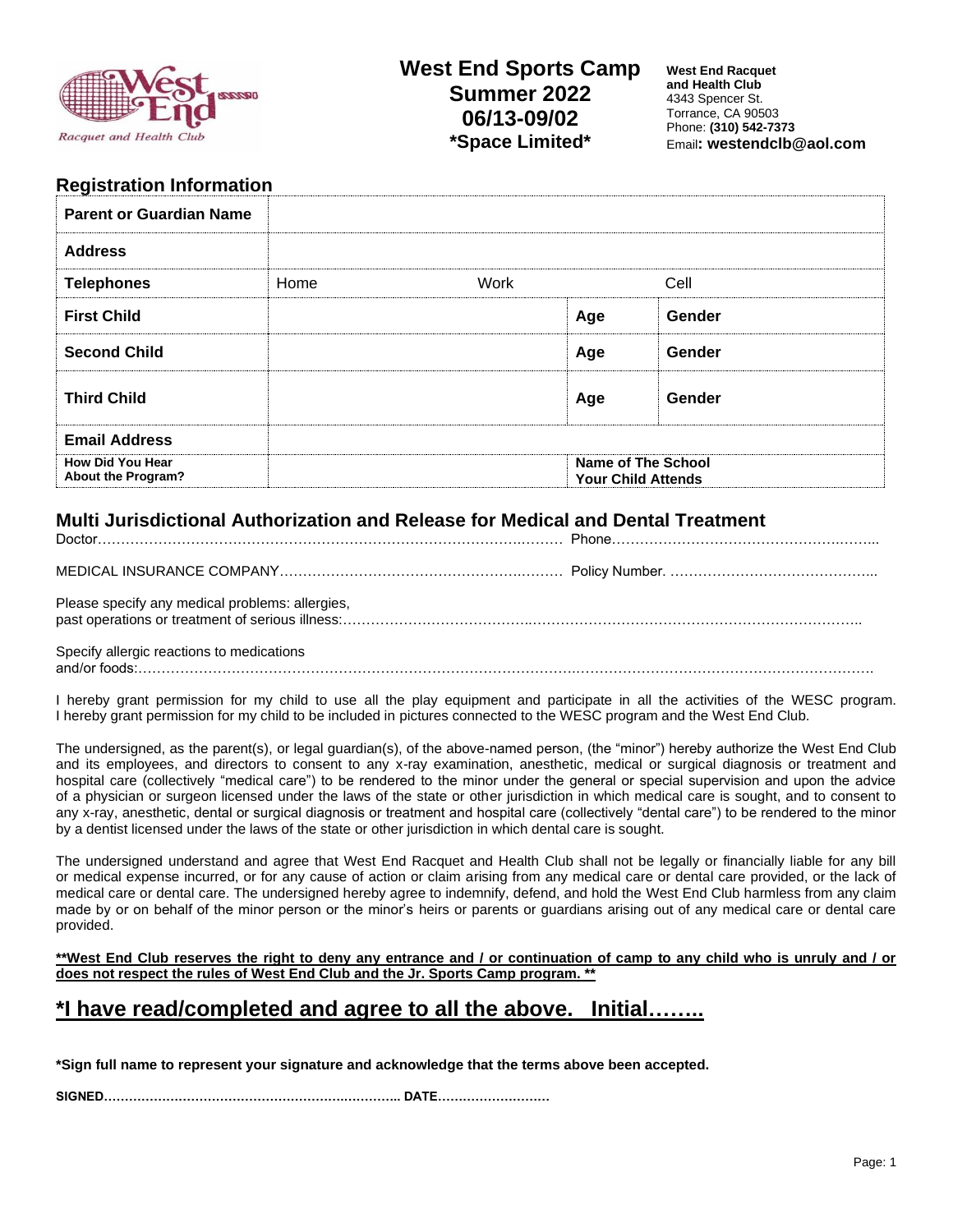# West End Sports Camp
# Summer 2022
# 06/13-09/02
# *Space Limited*

**West End Racquet and Health Club**
4343 Spencer St.
Torrance, CA 90503
Phone: **(310) 542-7373**
Email**: westendclb@aol.com**

## Registration Information

| | | | |
|---|---|---|---|
| **Parent or Guardian Name** | | | |
| **Address** | | | |
| **Telephones** | Home Work | | Cell |
| **First Child** | | **Age** | **Gender** |
| **Second Child** | | **Age** | **Gender** |
| **Third Child** | | **Age** | **Gender** |
| **Email Address** | | | |
| **How Did You Hear About the Program?** | | **Name of The School Your Child Attends** | |

## Multi Jurisdictional Authorization and Release for Medical and Dental Treatment

Doctor………………………………………………………………………………….……. Phone……………………………………………….……..

MEDICAL INSURANCE COMPANY…………………………………………….………. Policy Number. ……………………………………...

Please specify any medical problems: allergies,
past operations or treatment of serious illness:…………………………………..…………………………………………………………..

Specify allergic reactions to medications
and/or foods:……………………………………………………………………………..……………………………………………………….

I hereby grant permission for my child to use all the play equipment and participate in all the activities of the WESC program. I hereby grant permission for my child to be included in pictures connected to the WESC program and the West End Club.

The undersigned, as the parent(s), or legal guardian(s), of the above-named person, (the "minor") hereby authorize the West End Club and its employees, and directors to consent to any x-ray examination, anesthetic, medical or surgical diagnosis or treatment and hospital care (collectively "medical care") to be rendered to the minor under the general or special supervision and upon the advice of a physician or surgeon licensed under the laws of the state or other jurisdiction in which medical care is sought, and to consent to any x-ray, anesthetic, dental or surgical diagnosis or treatment and hospital care (collectively "dental care") to be rendered to the minor by a dentist licensed under the laws of the state or other jurisdiction in which dental care is sought.

The undersigned understand and agree that West End Racquet and Health Club shall not be legally or financially liable for any bill or medical expense incurred, or for any cause of action or claim arising from any medical care or dental care provided, or the lack of medical care or dental care. The undersigned hereby agree to indemnify, defend, and hold the West End Club harmless from any claim made by or on behalf of the minor person or the minor's heirs or parents or guardians arising out of any medical care or dental care provided.

**<u>**West End Club reserves the right to deny any entrance and / or continuation of camp to any child who is unruly and / or does not respect the rules of West End Club and the Jr. Sports Camp program. **</u>**

## <u>*I have read/completed and agree to all the above. Initial……..</u>

**\*Sign full name to represent your signature and acknowledge that the terms above been accepted.**

**SIGNED…………………………………………………….……….. DATE………………………**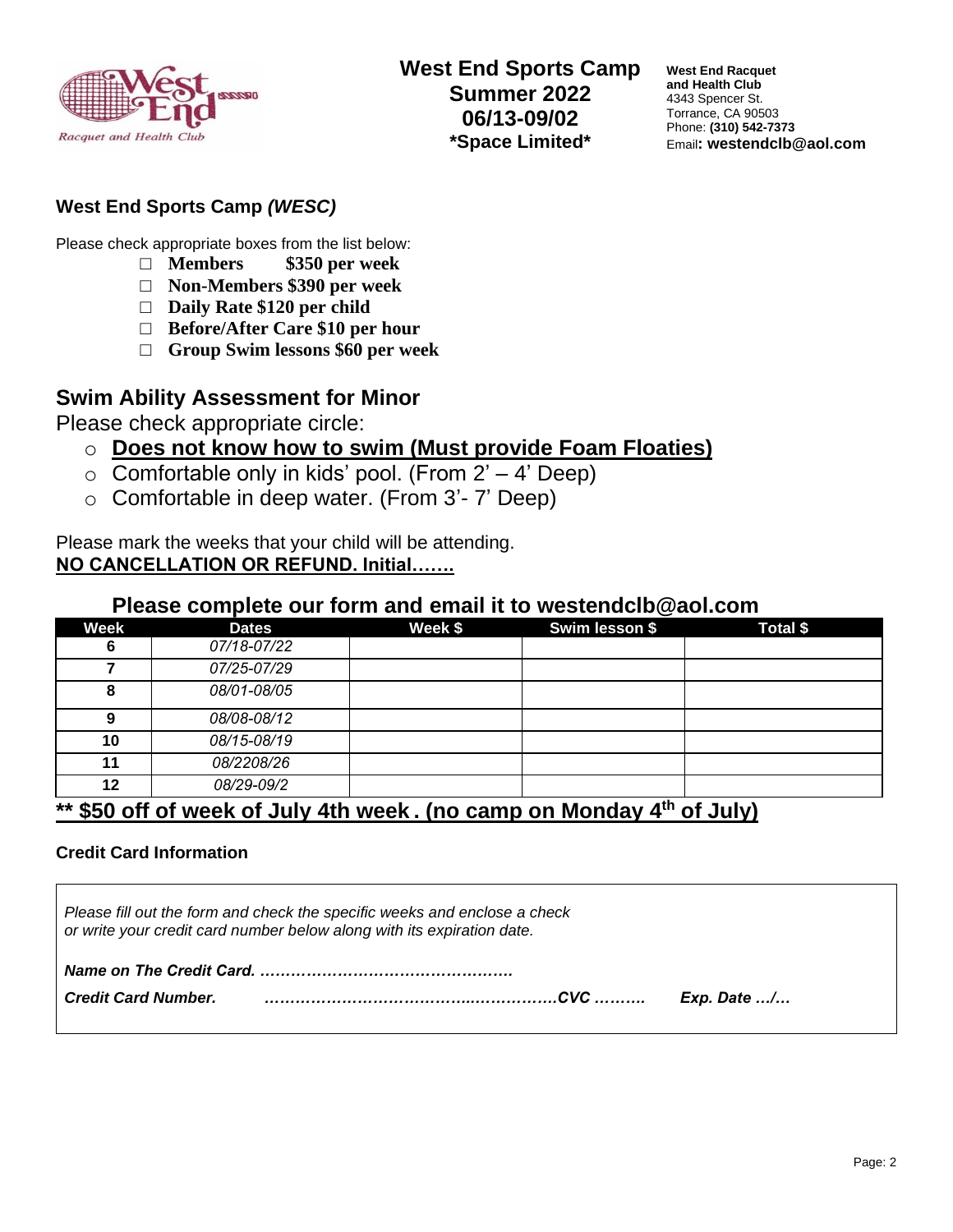# West End Sports Camp Summer 2022 06/13-09/02 *Space Limited*

**West End Racquet and Health Club**
4343 Spencer St.
Torrance, CA 90503
Phone: **(310) 542-7373**
Email**: westendclb@aol.com**

### West End Sports Camp *(WESC)*

Please check appropriate boxes from the list below:

- □ **Members $350 per week**
- □ **Non-Members $390 per week**
- □ **Daily Rate $120 per child**
- □ **Before/After Care $10 per hour**
- □ **Group Swim lessons $60 per week**

## Swim Ability Assessment for Minor

Please check appropriate circle:

- ○ **Does not know how to swim (Must provide Foam Floaties)**
- ○ Comfortable only in kids' pool. (From 2' – 4' Deep)
- ○ Comfortable in deep water. (From 3'- 7' Deep)

Please mark the weeks that your child will be attending.
**NO CANCELLATION OR REFUND. Initial…….**

### Please complete our form and email it to westendclb@aol.com

| Week | Dates | Week $ | Swim lesson $ | Total $ |
|---|---|---|---|---|
| 6 | *07/18-07/22* | | | |
| 7 | *07/25-07/29* | | | |
| 8 | *08/01-08/05* | | | |
| 9 | *08/08-08/12* | | | |
| 10 | *08/15-08/19* | | | |
| 11 | *08/2208/26* | | | |
| 12 | *08/29-09/2* | | | |

**** $50 off of week of July 4th week . (no camp on Monday 4th of July)**

**Credit Card Information**

*Please fill out the form and check the specific weeks and enclose a check or write your credit card number below along with its expiration date.*

***Name on The Credit Card. ………………………………………….***

***Credit Card Number. …………………………………..…………….CVC ………. Exp. Date …/…***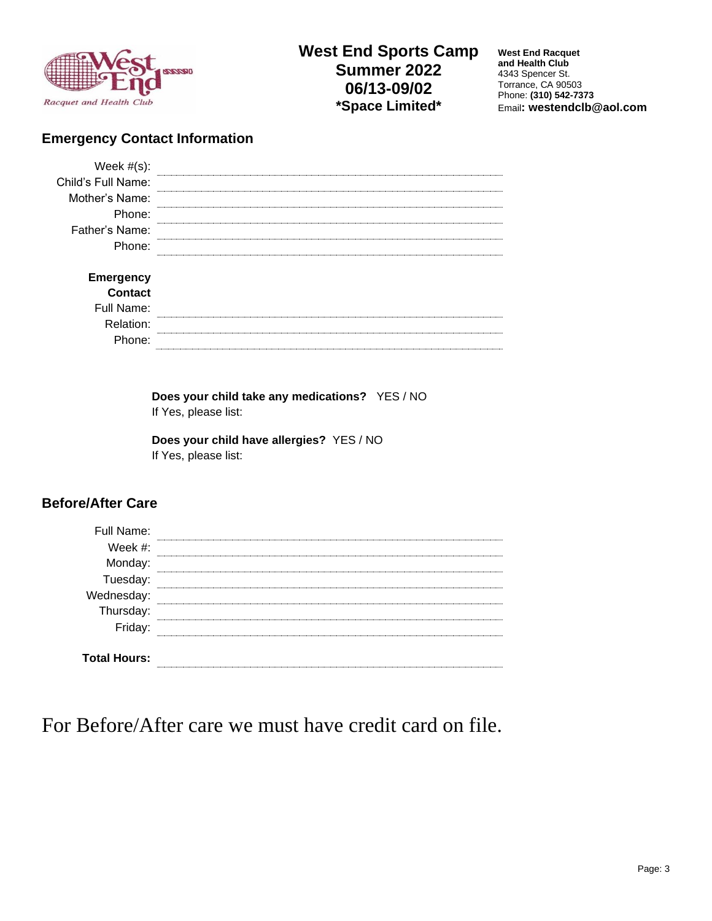# West End Sports Camp Summer 2022 06/13-09/02 *Space Limited*

**West End Racquet and Health Club**
4343 Spencer St.
Torrance, CA 90503
Phone: **(310) 542-7373**
Email**: westendclb@aol.com**

## Emergency Contact Information

Week #(s): ____________________

Child's Full Name: ____________________

Mother's Name: ____________________

Phone: ____________________

Father's Name: ____________________

Phone: ____________________

**Emergency Contact**

Full Name: ____________________

Relation: ____________________

Phone: ____________________

**Does your child take any medications?** YES / NO
If Yes, please list:

**Does your child have allergies?** YES / NO
If Yes, please list:

## Before/After Care

Full Name: ____________________

Week #: ____________________

Monday: ____________________

Tuesday: ____________________

Wednesday: ____________________

Thursday: ____________________

Friday: ____________________

**Total Hours:** ____________________

For Before/After care we must have credit card on file.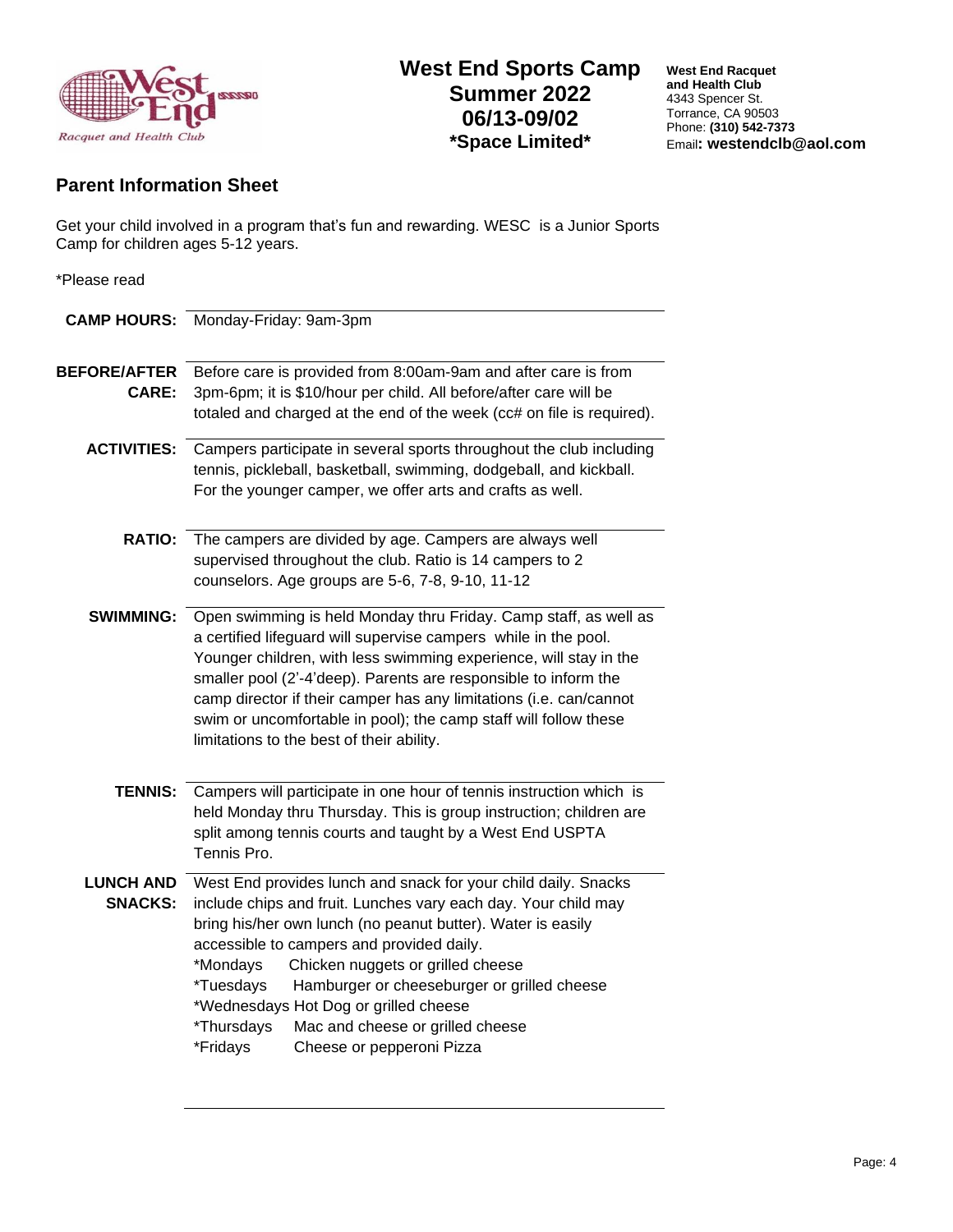# West End Sports Camp
# Summer 2022
# 06/13-09/02
# *Space Limited*

**West End Racquet and Health Club**
4343 Spencer St.
Torrance, CA 90503
Phone: **(310) 542-7373**
Email**: westendclb@aol.com**

## Parent Information Sheet

Get your child involved in a program that's fun and rewarding. WESC is a Junior Sports Camp for children ages 5-12 years.

*Please read

**CAMP HOURS:** Monday-Friday: 9am-3pm

**BEFORE/AFTER CARE:** Before care is provided from 8:00am-9am and after care is from 3pm-6pm; it is $10/hour per child. All before/after care will be totaled and charged at the end of the week (cc# on file is required).

**ACTIVITIES:** Campers participate in several sports throughout the club including tennis, pickleball, basketball, swimming, dodgeball, and kickball. For the younger camper, we offer arts and crafts as well.

**RATIO:** The campers are divided by age. Campers are always well supervised throughout the club. Ratio is 14 campers to 2 counselors. Age groups are 5-6, 7-8, 9-10, 11-12

**SWIMMING:** Open swimming is held Monday thru Friday. Camp staff, as well as a certified lifeguard will supervise campers while in the pool. Younger children, with less swimming experience, will stay in the smaller pool (2'-4'deep). Parents are responsible to inform the camp director if their camper has any limitations (i.e. can/cannot swim or uncomfortable in pool); the camp staff will follow these limitations to the best of their ability.

**TENNIS:** Campers will participate in one hour of tennis instruction which is held Monday thru Thursday. This is group instruction; children are split among tennis courts and taught by a West End USPTA Tennis Pro.

**LUNCH AND SNACKS:** West End provides lunch and snack for your child daily. Snacks include chips and fruit. Lunches vary each day. Your child may bring his/her own lunch (no peanut butter). Water is easily accessible to campers and provided daily.

*Mondays Chicken nuggets or grilled cheese
*Tuesdays Hamburger or cheeseburger or grilled cheese
*Wednesdays Hot Dog or grilled cheese
*Thursdays Mac and cheese or grilled cheese
*Fridays Cheese or pepperoni Pizza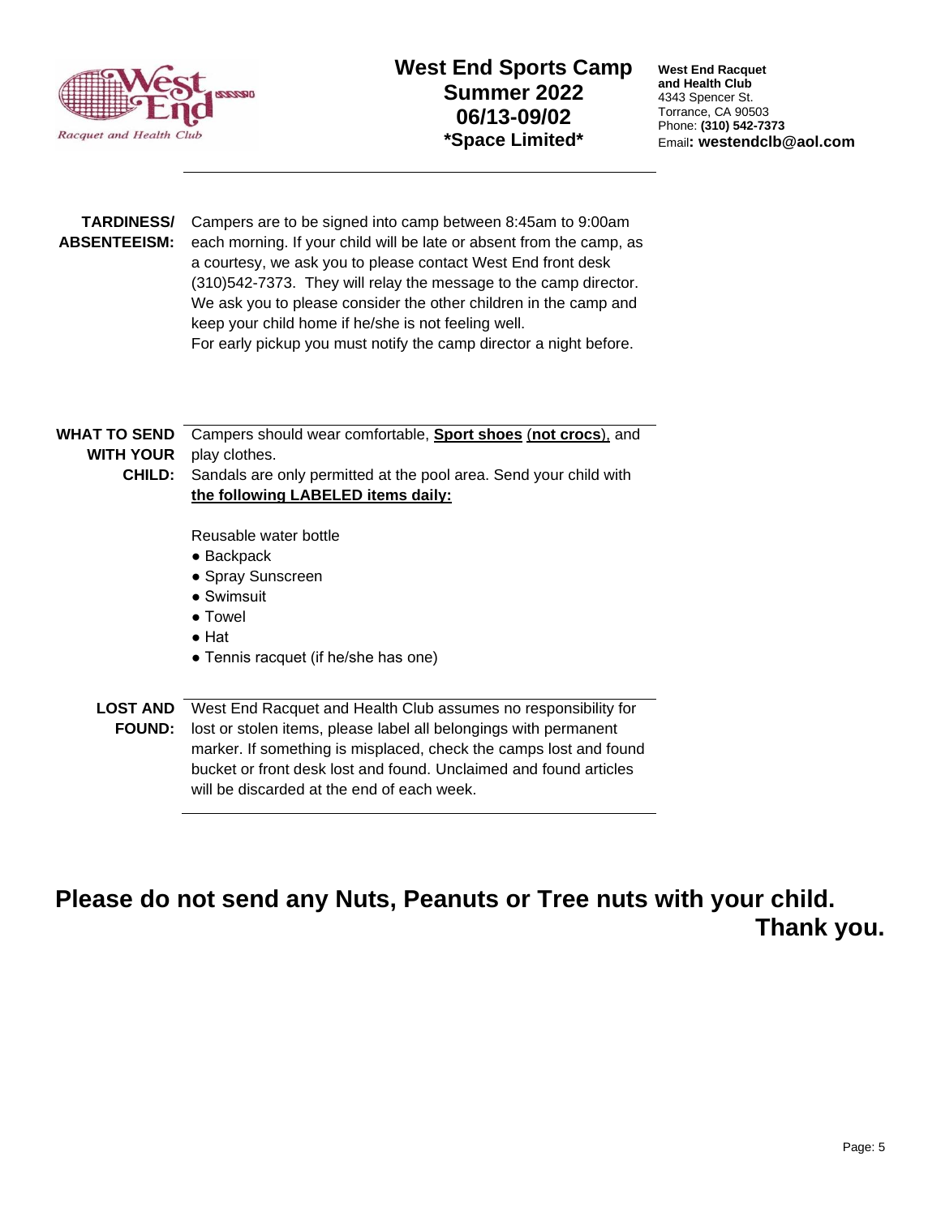# West End Sports Camp
## Summer 2022
## 06/13-09/02
## *Space Limited*

**West End Racquet and Health Club**
4343 Spencer St.
Torrance, CA 90503
Phone: **(310) 542-7373**
Email**: westendclb@aol.com**

---

**TARDINESS/ ABSENTEEISM:** Campers are to be signed into camp between 8:45am to 9:00am each morning. If your child will be late or absent from the camp, as a courtesy, we ask you to please contact West End front desk (310)542-7373. They will relay the message to the camp director. We ask you to please consider the other children in the camp and keep your child home if he/she is not feeling well.
For early pickup you must notify the camp director a night before.

---

**WHAT TO SEND WITH YOUR CHILD:** Campers should wear comfortable, **Sport shoes** (**not crocs**), and play clothes.
Sandals are only permitted at the pool area. Send your child with **the following LABELED items daily:**

Reusable water bottle
- Backpack
- Spray Sunscreen
- Swimsuit
- Towel
- Hat
- Tennis racquet (if he/she has one)

---

**LOST AND FOUND:** West End Racquet and Health Club assumes no responsibility for lost or stolen items, please label all belongings with permanent marker. If something is misplaced, check the camps lost and found bucket or front desk lost and found. Unclaimed and found articles will be discarded at the end of each week.

---

## Please do not send any Nuts, Peanuts or Tree nuts with your child. Thank you.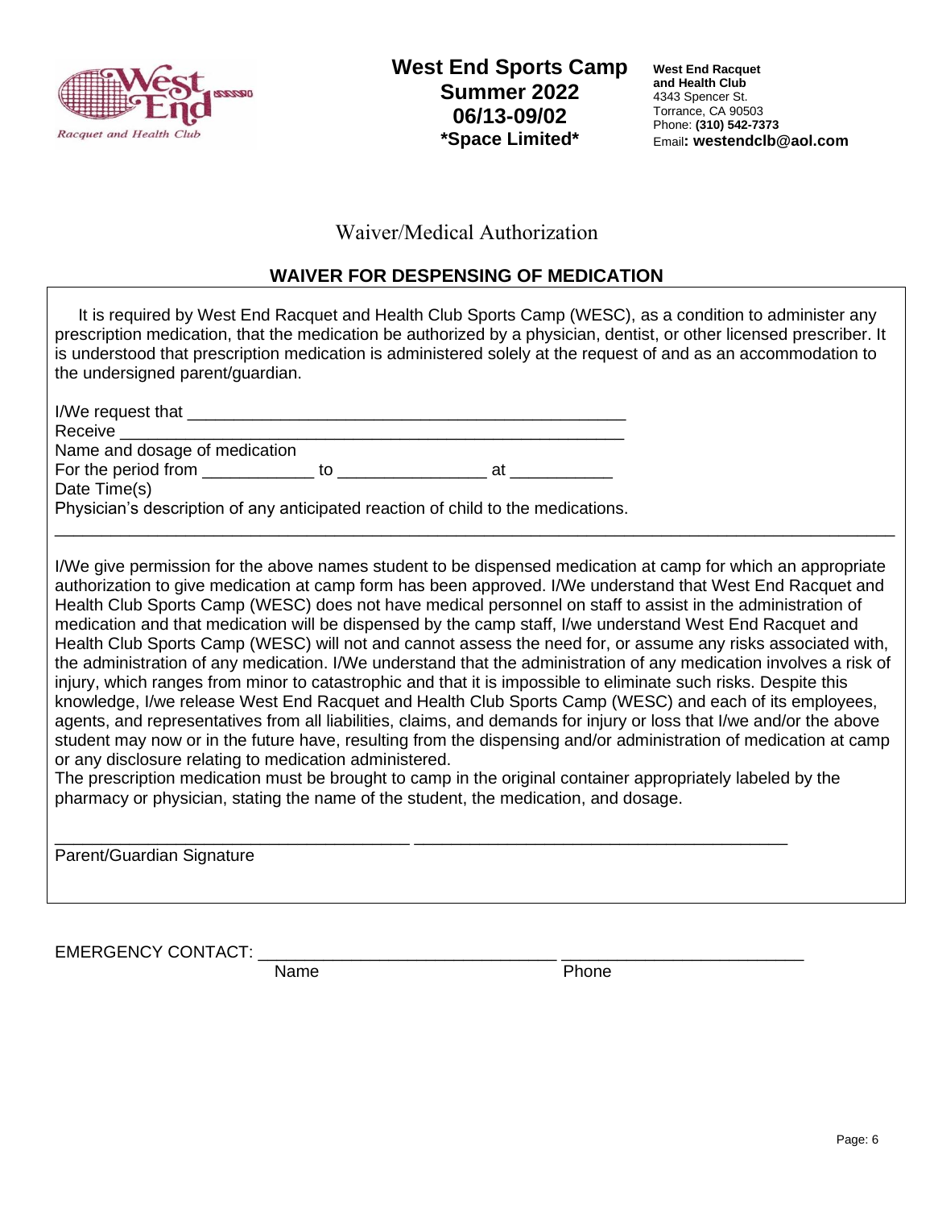**West End Sports Camp**
**Summer 2022**
**06/13-09/02**
***Space Limited***

**West End Racquet and Health Club**
4343 Spencer St.
Torrance, CA 90503
Phone: **(310) 542-7373**
Email**: westendclb@aol.com**

## Waiver/Medical Authorization

### WAIVER FOR DESPENSING OF MEDICATION

It is required by West End Racquet and Health Club Sports Camp (WESC), as a condition to administer any prescription medication, that the medication be authorized by a physician, dentist, or other licensed prescriber. It is understood that prescription medication is administered solely at the request of and as an accommodation to the undersigned parent/guardian.

I/We request that _______________________________________________
Receive _______________________________________________________
Name and dosage of medication
For the period from ____________ to _______________ at ___________
Date Time(s)
Physician's description of any anticipated reaction of child to the medications.
_____________________________________________________________________________

I/We give permission for the above names student to be dispensed medication at camp for which an appropriate authorization to give medication at camp form has been approved. I/We understand that West End Racquet and Health Club Sports Camp (WESC) does not have medical personnel on staff to assist in the administration of medication and that medication will be dispensed by the camp staff, I/we understand West End Racquet and Health Club Sports Camp (WESC) will not and cannot assess the need for, or assume any risks associated with, the administration of any medication. I/We understand that the administration of any medication involves a risk of injury, which ranges from minor to catastrophic and that it is impossible to eliminate such risks. Despite this knowledge, I/we release West End Racquet and Health Club Sports Camp (WESC) and each of its employees, agents, and representatives from all liabilities, claims, and demands for injury or loss that I/we and/or the above student may now or in the future have, resulting from the dispensing and/or administration of medication at camp or any disclosure relating to medication administered.
The prescription medication must be brought to camp in the original container appropriately labeled by the pharmacy or physician, stating the name of the student, the medication, and dosage.

_____________________________________ _______________________________________
Parent/Guardian Signature

EMERGENCY CONTACT: _______________________________ _________________________
Name Phone